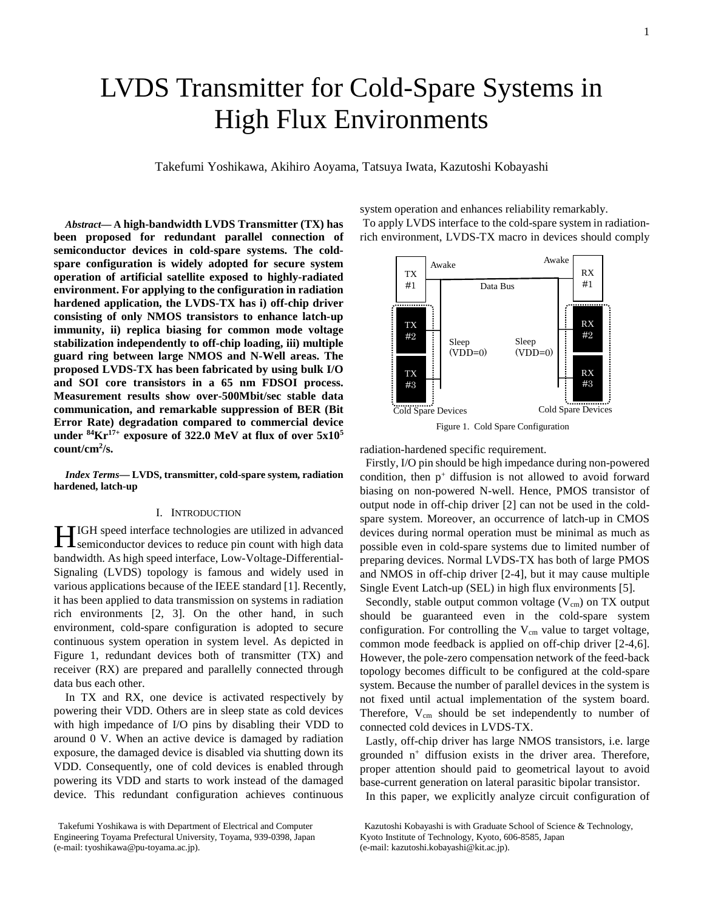# LVDS Transmitter for Cold-Spare Systems in High Flux Environments

Takefumi Yoshikawa, Akihiro Aoyama, Tatsuya Iwata, Kazutoshi Kobayashi

***Abstract*— A high-bandwidth LVDS Transmitter (TX) has been proposed for redundant parallel connection of semiconductor devices in cold-spare systems. The cold-spare configuration is widely adopted for secure system operation of artificial satellite exposed to highly-radiated environment. For applying to the configuration in radiation hardened application, the LVDS-TX has i) off-chip driver consisting of only NMOS transistors to enhance latch-up immunity, ii) replica biasing for common mode voltage stabilization independently to off-chip loading, iii) multiple guard ring between large NMOS and N-Well areas. The proposed LVDS-TX has been fabricated by using bulk I/O and SOI core transistors in a 65 nm FDSOI process. Measurement results show over-500Mbit/sec stable data communication, and remarkable suppression of BER (Bit Error Rate) degradation compared to commercial device under $^{84}Kr^{17+}$ exposure of 322.0 MeV at flux of over $5x10^5$ count/cm$^2$/s.**

***Index Terms*— LVDS, transmitter, cold-spare system, radiation hardened, latch-up**

## I. Introduction

HIGH speed interface technologies are utilized in advanced semiconductor devices to reduce pin count with high data bandwidth. As high speed interface, Low-Voltage-Differential-Signaling (LVDS) topology is famous and widely used in various applications because of the IEEE standard [1]. Recently, it has been applied to data transmission on systems in radiation rich environments [2, 3]. On the other hand, in such environment, cold-spare configuration is adopted to secure continuous system operation in system level. As depicted in Figure 1, redundant devices both of transmitter (TX) and receiver (RX) are prepared and parallelly connected through data bus each other.

In TX and RX, one device is activated respectively by powering their VDD. Others are in sleep state as cold devices with high impedance of I/O pins by disabling their VDD to around 0 V. When an active device is damaged by radiation exposure, the damaged device is disabled via shutting down its VDD. Consequently, one of cold devices is enabled through powering its VDD and starts to work instead of the damaged device. This redundant configuration achieves continuous system operation and enhances reliability remarkably.

To apply LVDS interface to the cold-spare system in radiation-rich environment, LVDS-TX macro in devices should comply radiation-hardened specific requirement.

Figure 1. Cold Spare Configuration

Firstly, I/O pin should be high impedance during non-powered condition, then p$^+$ diffusion is not allowed to avoid forward biasing on non-powered N-well. Hence, PMOS transistor of output node in off-chip driver [2] can not be used in the cold-spare system. Moreover, an occurrence of latch-up in CMOS devices during normal operation must be minimal as much as possible even in cold-spare systems due to limited number of preparing devices. Normal LVDS-TX has both of large PMOS and NMOS in off-chip driver [2-4], but it may cause multiple Single Event Latch-up (SEL) in high flux environments [5].

Secondly, stable output common voltage ($V_{cm}$) on TX output should be guaranteed even in the cold-spare system configuration. For controlling the $V_{cm}$ value to target voltage, common mode feedback is applied on off-chip driver [2-4,6]. However, the pole-zero compensation network of the feed-back topology becomes difficult to be configured at the cold-spare system. Because the number of parallel devices in the system is not fixed until actual implementation of the system board. Therefore, $V_{cm}$ should be set independently to number of connected cold devices in LVDS-TX.

Lastly, off-chip driver has large NMOS transistors, i.e. large grounded n$^+$ diffusion exists in the driver area. Therefore, proper attention should paid to geometrical layout to avoid base-current generation on lateral parasitic bipolar transistor.

In this paper, we explicitly analyze circuit configuration of

Takefumi Yoshikawa is with Department of Electrical and Computer Engineering Toyama Prefectural University, Toyama, 939-0398, Japan (e-mail: tyoshikawa@pu-toyama.ac.jp).

Kazutoshi Kobayashi is with Graduate School of Science & Technology, Kyoto Institute of Technology, Kyoto, 606-8585, Japan (e-mail: kazutoshi.kobayashi@kit.ac.jp).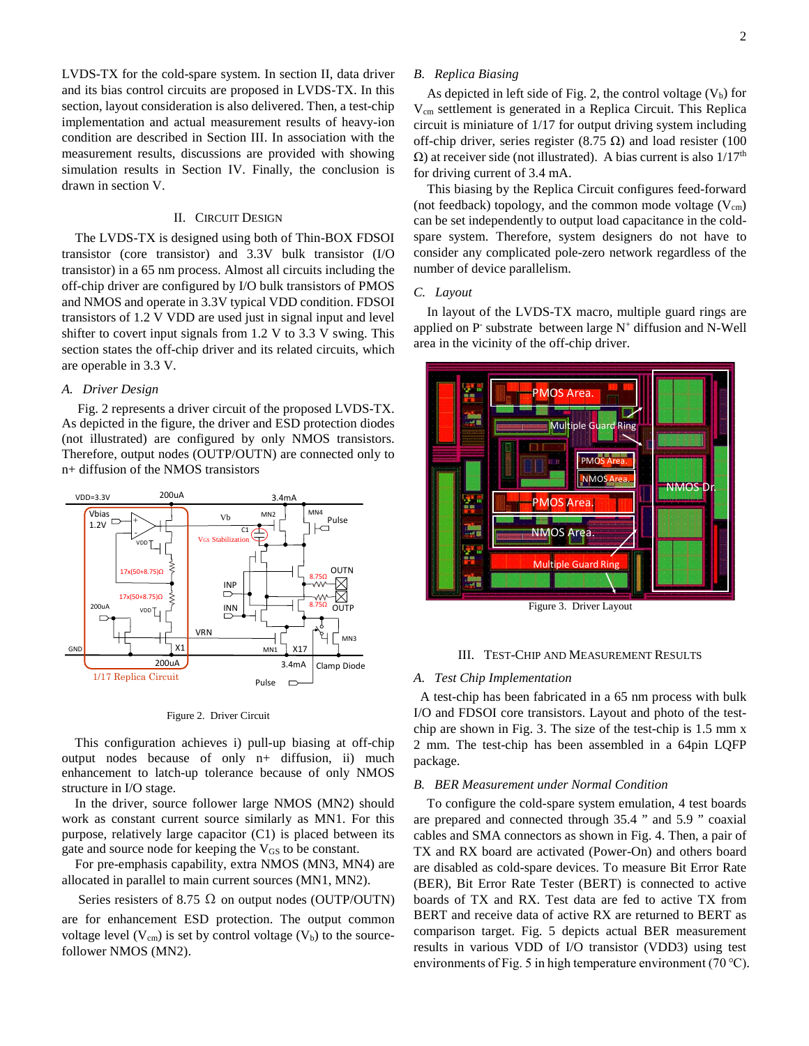LVDS-TX for the cold-spare system. In section II, data driver and its bias control circuits are proposed in LVDS-TX. In this section, layout consideration is also delivered. Then, a test-chip implementation and actual measurement results of heavy-ion condition are described in Section III. In association with the measurement results, discussions are provided with showing simulation results in Section IV. Finally, the conclusion is drawn in section V.

## II. Circuit Design

The LVDS-TX is designed using both of Thin-BOX FDSOI transistor (core transistor) and 3.3V bulk transistor (I/O transistor) in a 65 nm process. Almost all circuits including the off-chip driver are configured by I/O bulk transistors of PMOS and NMOS and operate in 3.3V typical VDD condition. FDSOI transistors of 1.2 V VDD are used just in signal input and level shifter to covert input signals from 1.2 V to 3.3 V swing. This section states the off-chip driver and its related circuits, which are operable in 3.3 V.

### A. Driver Design

Fig. 2 represents a driver circuit of the proposed LVDS-TX. As depicted in the figure, the driver and ESD protection diodes (not illustrated) are configured by only NMOS transistors. Therefore, output nodes (OUTP/OUTN) are connected only to n+ diffusion of the NMOS transistors

Figure 2. Driver Circuit

This configuration achieves i) pull-up biasing at off-chip output nodes because of only n+ diffusion, ii) much enhancement to latch-up tolerance because of only NMOS structure in I/O stage.

In the driver, source follower large NMOS (MN2) should work as constant current source similarly as MN1. For this purpose, relatively large capacitor (C1) is placed between its gate and source node for keeping the $V_{GS}$ to be constant.

For pre-emphasis capability, extra NMOS (MN3, MN4) are allocated in parallel to main current sources (MN1, MN2).

Series resisters of 8.75 Ω on output nodes (OUTP/OUTN) are for enhancement ESD protection. The output common voltage level ($V_{cm}$) is set by control voltage ($V_b$) to the source-follower NMOS (MN2).

### B. Replica Biasing

As depicted in left side of Fig. 2, the control voltage ($V_b$) for $V_{cm}$ settlement is generated in a Replica Circuit. This Replica circuit is miniature of 1/17 for output driving system including off-chip driver, series register (8.75 Ω) and load resister (100 Ω) at receiver side (not illustrated). A bias current is also 1/17th for driving current of 3.4 mA.

This biasing by the Replica Circuit configures feed-forward (not feedback) topology, and the common mode voltage ($V_{cm}$) can be set independently to output load capacitance in the cold-spare system. Therefore, system designers do not have to consider any complicated pole-zero network regardless of the number of device parallelism.

### C. Layout

In layout of the LVDS-TX macro, multiple guard rings are applied on $P^-$ substrate between large $N^+$ diffusion and N-Well area in the vicinity of the off-chip driver.

Figure 3. Driver Layout

## III. Test-Chip and Measurement Results

### A. Test Chip Implementation

A test-chip has been fabricated in a 65 nm process with bulk I/O and FDSOI core transistors. Layout and photo of the test-chip are shown in Fig. 3. The size of the test-chip is 1.5 mm x 2 mm. The test-chip has been assembled in a 64pin LQFP package.

### B. BER Measurement under Normal Condition

To configure the cold-spare system emulation, 4 test boards are prepared and connected through 35.4 " and 5.9 " coaxial cables and SMA connectors as shown in Fig. 4. Then, a pair of TX and RX board are activated (Power-On) and others board are disabled as cold-spare devices. To measure Bit Error Rate (BER), Bit Error Rate Tester (BERT) is connected to active boards of TX and RX. Test data are fed to active TX from BERT and receive data of active RX are returned to BERT as comparison target. Fig. 5 depicts actual BER measurement results in various VDD of I/O transistor (VDD3) using test environments of Fig. 5 in high temperature environment (70 °C).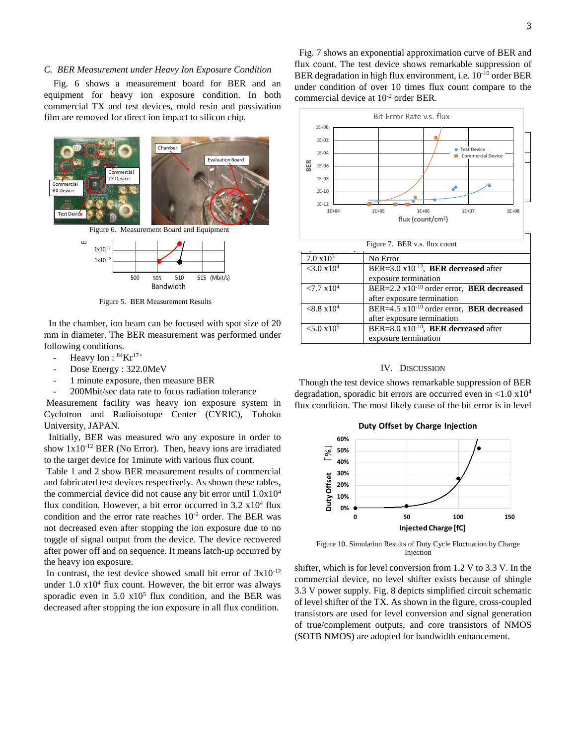### C. BER Measurement under Heavy Ion Exposure Condition

Fig. 6 shows a measurement board for BER and an equipment for heavy ion exposure condition. In both commercial TX and test devices, mold resin and passivation film are removed for direct ion impact to silicon chip.

Figure 6. Measurement Board and Equipment

Figure 5. BER Measurement Results

In the chamber, ion beam can be focused with spot size of 20 mm in diameter. The BER measurement was performed under following conditions.

- Heavy Ion : $^{84}Kr^{17+}$
- Dose Energy : 322.0MeV
- 1 minute exposure, then measure BER
- 200Mbit/sec data rate to focus radiation tolerance

Measurement facility was heavy ion exposure system in Cyclotron and Radioisotope Center (CYRIC), Tohoku University, JAPAN.

Initially, BER was measured w/o any exposure in order to show $1x10^{-12}$ BER (No Error). Then, heavy ions are irradiated to the target device for 1minute with various flux count.

Table 1 and 2 show BER measurement results of commercial and fabricated test devices respectively. As shown these tables, the commercial device did not cause any bit error until $1.0x10^4$ flux condition. However, a bit error occurred in 3.2 $x10^4$ flux condition and the error rate reaches $10^{-2}$ order. The BER was not decreased even after stopping the ion exposure due to no toggle of signal output from the device. The device recovered after power off and on sequence. It means latch-up occurred by the heavy ion exposure.

In contrast, the test device showed small bit error of $3x10^{-12}$ under 1.0 $x10^4$ flux count. However, the bit error was always sporadic even in 5.0 $x10^5$ flux condition, and the BER was decreased after stopping the ion exposure in all flux condition.

| | |
|---|---|
| 7.0 $x10^3$ | No Error |
| <3.0 $x10^4$ | BER=3.0 $x10^{-12}$, **BER decreased** after exposure termination |
| <7.7 $x10^4$ | BER=2.2 $x10^{-10}$ order error, **BER decreased** after exposure termination |
| <8.8 $x10^4$ | BER=4.5 $x10^{-10}$ order error, **BER decreased** after exposure termination |
| <5.0 $x10^5$ | BER=8.0 $x10^{-10}$, **BER decreased** after exposure termination |

Fig. 7 shows an exponential approximation curve of BER and flux count. The test device shows remarkable suppression of BER degradation in high flux environment, i.e. $10^{-10}$ order BER under condition of over 10 times flux count compare to the commercial device at $10^{-2}$ order BER.

Figure 7. BER v.s. flux count

## IV. Discussion

Though the test device shows remarkable suppression of BER degradation, sporadic bit errors are occurred even in <1.0 $x10^4$ flux condition. The most likely cause of the bit error is in level shifter, which is for level conversion from 1.2 V to 3.3 V. In the commercial device, no level shifter exists because of shingle 3.3 V power supply. Fig. 8 depicts simplified circuit schematic of level shifter of the TX. As shown in the figure, cross-coupled transistors are used for level conversion and signal generation of true/complement outputs, and core transistors of NMOS (SOTB NMOS) are adopted for bandwidth enhancement.

Figure 10. Simulation Results of Duty Cycle Fluctuation by Charge Injection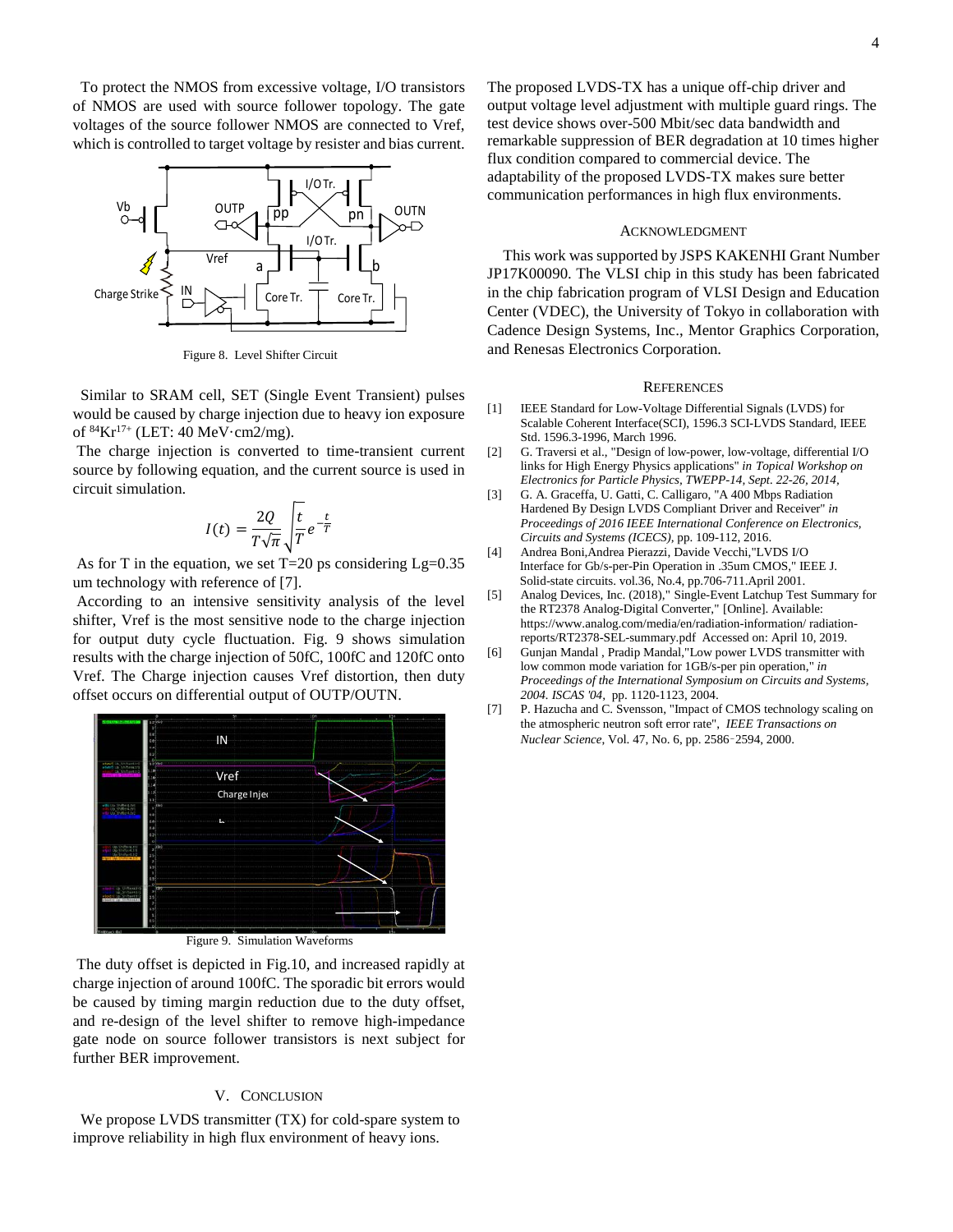To protect the NMOS from excessive voltage, I/O transistors of NMOS are used with source follower topology. The gate voltages of the source follower NMOS are connected to Vref, which is controlled to target voltage by resister and bias current.

Vb
OUTP
I/O Tr.
pp
pn
OUTN
I/O Tr.
Vref
a
b
Charge Strike
IN
Core Tr.
Core Tr.

Figure 8. Level Shifter Circuit

Similar to SRAM cell, SET (Single Event Transient) pulses would be caused by charge injection due to heavy ion exposure of $^{84}Kr^{17+}$ (LET: 40 MeV·cm2/mg).

The charge injection is converted to time-transient current source by following equation, and the current source is used in circuit simulation.

$$I(t) = \frac{2Q}{T\sqrt{\pi}}\sqrt{\frac{t}{T}}e^{-\frac{t}{T}}$$

As for T in the equation, we set T=20 ps considering Lg=0.35 um technology with reference of [7].

According to an intensive sensitivity analysis of the level shifter, Vref is the most sensitive node to the charge injection for output duty cycle fluctuation. Fig. 9 shows simulation results with the charge injection of 50fC, 100fC and 120fC onto Vref. The Charge injection causes Vref distortion, then duty offset occurs on differential output of OUTP/OUTN.

IN
Vref
Charge Inje

Figure 9. Simulation Waveforms

The duty offset is depicted in Fig.10, and increased rapidly at charge injection of around 100fC. The sporadic bit errors would be caused by timing margin reduction due to the duty offset, and re-design of the level shifter to remove high-impedance gate node on source follower transistors is next subject for further BER improvement.

## V. Conclusion

We propose LVDS transmitter (TX) for cold-spare system to improve reliability in high flux environment of heavy ions. The proposed LVDS-TX has a unique off-chip driver and output voltage level adjustment with multiple guard rings. The test device shows over-500 Mbit/sec data bandwidth and remarkable suppression of BER degradation at 10 times higher flux condition compared to commercial device. The adaptability of the proposed LVDS-TX makes sure better communication performances in high flux environments.

## Acknowledgment

This work was supported by JSPS KAKENHI Grant Number JP17K00090. The VLSI chip in this study has been fabricated in the chip fabrication program of VLSI Design and Education Center (VDEC), the University of Tokyo in collaboration with Cadence Design Systems, Inc., Mentor Graphics Corporation, and Renesas Electronics Corporation.

## References

[1] IEEE Standard for Low-Voltage Differential Signals (LVDS) for Scalable Coherent Interface(SCI), 1596.3 SCI-LVDS Standard, IEEE Std. 1596.3-1996, March 1996.

[2] G. Traversi et al., "Design of low-power, low-voltage, differential I/O links for High Energy Physics applications" *in Topical Workshop on Electronics for Particle Physics, TWEPP-14, Sept. 22-26, 2014*,

[3] G. A. Graceffa, U. Gatti, C. Calligaro, "A 400 Mbps Radiation Hardened By Design LVDS Compliant Driver and Receiver" *in Proceedings of 2016 IEEE International Conference on Electronics, Circuits and Systems (ICECS)*, pp. 109-112, 2016.

[4] Andrea Boni,Andrea Pierazzi, Davide Vecchi,"LVDS I/O Interface for Gb/s-per-Pin Operation in .35um CMOS," IEEE J. Solid-state circuits. vol.36, No.4, pp.706-711.April 2001.

[5] Analog Devices, Inc. (2018)," Single-Event Latchup Test Summary for the RT2378 Analog-Digital Converter," [Online]. Available: https://www.analog.com/media/en/radiation-information/ radiation-reports/RT2378-SEL-summary.pdf Accessed on: April 10, 2019.

[6] Gunjan Mandal , Pradip Mandal,"Low power LVDS transmitter with low common mode variation for 1GB/s-per pin operation," *in Proceedings of the International Symposium on Circuits and Systems, 2004. ISCAS '04*, pp. 1120-1123, 2004.

[7] P. Hazucha and C. Svensson, "Impact of CMOS technology scaling on the atmospheric neutron soft error rate", *IEEE Transactions on Nuclear Science*, Vol. 47, No. 6, pp. 2586–2594, 2000.